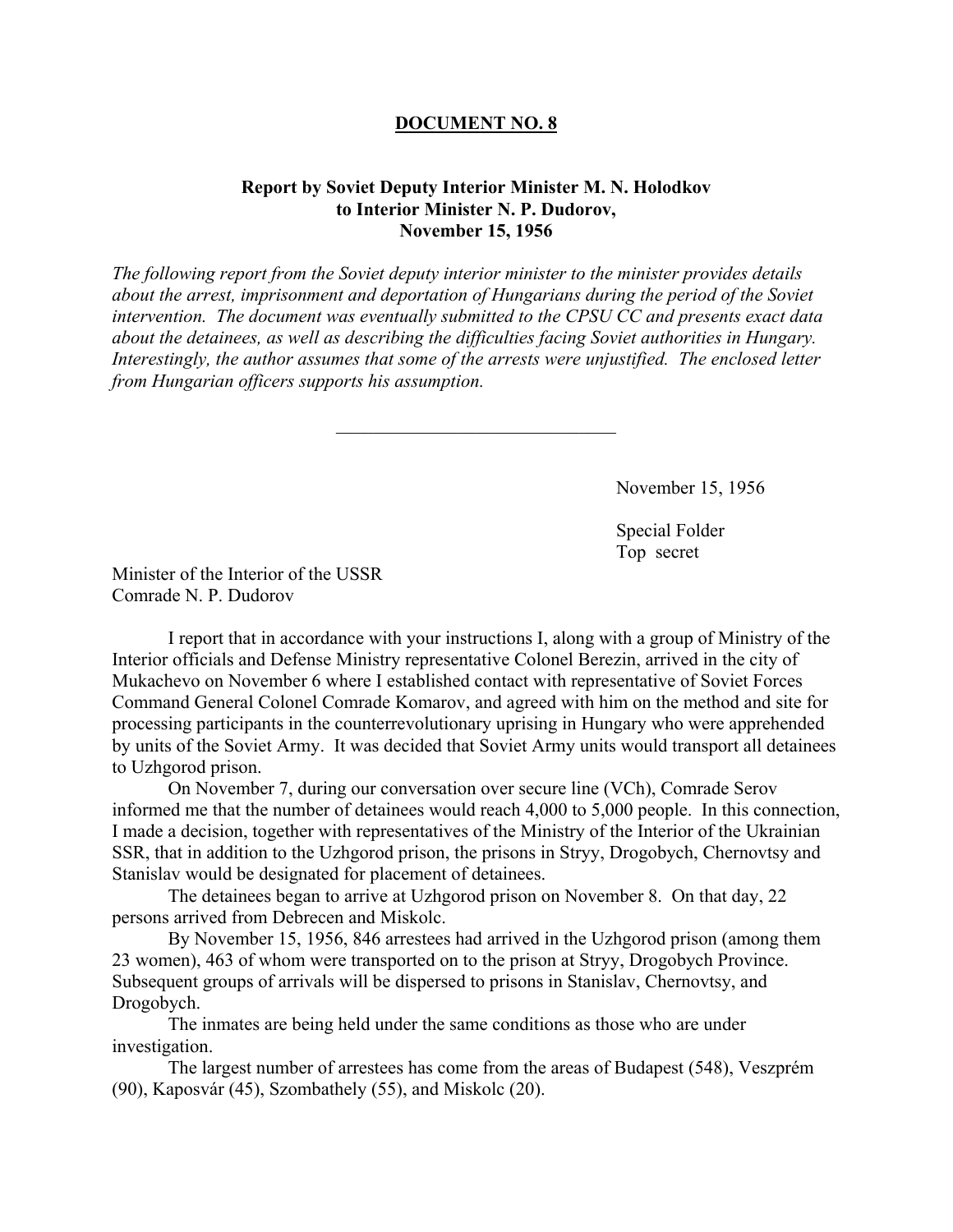**DOCUMENT NO. 8**

**Report by Soviet Deputy Interior Minister M. N. Holodkov to Interior Minister N. P. Dudorov, November 15, 1956**

*The following report from the Soviet deputy interior minister to the minister provides details about the arrest, imprisonment and deportation of Hungarians during the period of the Soviet intervention. The document was eventually submitted to the CPSU CC and presents exact data about the detainees, as well as describing the difficulties facing Soviet authorities in Hungary. Interestingly, the author assumes that some of the arrests were unjustified. The enclosed letter from Hungarian officers supports his assumption.*

---

November 15, 1956

Special Folder
Top secret

Minister of the Interior of the USSR
Comrade N. P. Dudorov

I report that in accordance with your instructions I, along with a group of Ministry of the Interior officials and Defense Ministry representative Colonel Berezin, arrived in the city of Mukachevo on November 6 where I established contact with representative of Soviet Forces Command General Colonel Comrade Komarov, and agreed with him on the method and site for processing participants in the counterrevolutionary uprising in Hungary who were apprehended by units of the Soviet Army. It was decided that Soviet Army units would transport all detainees to Uzhgorod prison.

On November 7, during our conversation over secure line (VCh), Comrade Serov informed me that the number of detainees would reach 4,000 to 5,000 people. In this connection, I made a decision, together with representatives of the Ministry of the Interior of the Ukrainian SSR, that in addition to the Uzhgorod prison, the prisons in Stryy, Drogobych, Chernovtsy and Stanislav would be designated for placement of detainees.

The detainees began to arrive at Uzhgorod prison on November 8. On that day, 22 persons arrived from Debrecen and Miskolc.

By November 15, 1956, 846 arrestees had arrived in the Uzhgorod prison (among them 23 women), 463 of whom were transported on to the prison at Stryy, Drogobych Province. Subsequent groups of arrivals will be dispersed to prisons in Stanislav, Chernovtsy, and Drogobych.

The inmates are being held under the same conditions as those who are under investigation.

The largest number of arrestees has come from the areas of Budapest (548), Veszprém (90), Kaposvár (45), Szombathely (55), and Miskolc (20).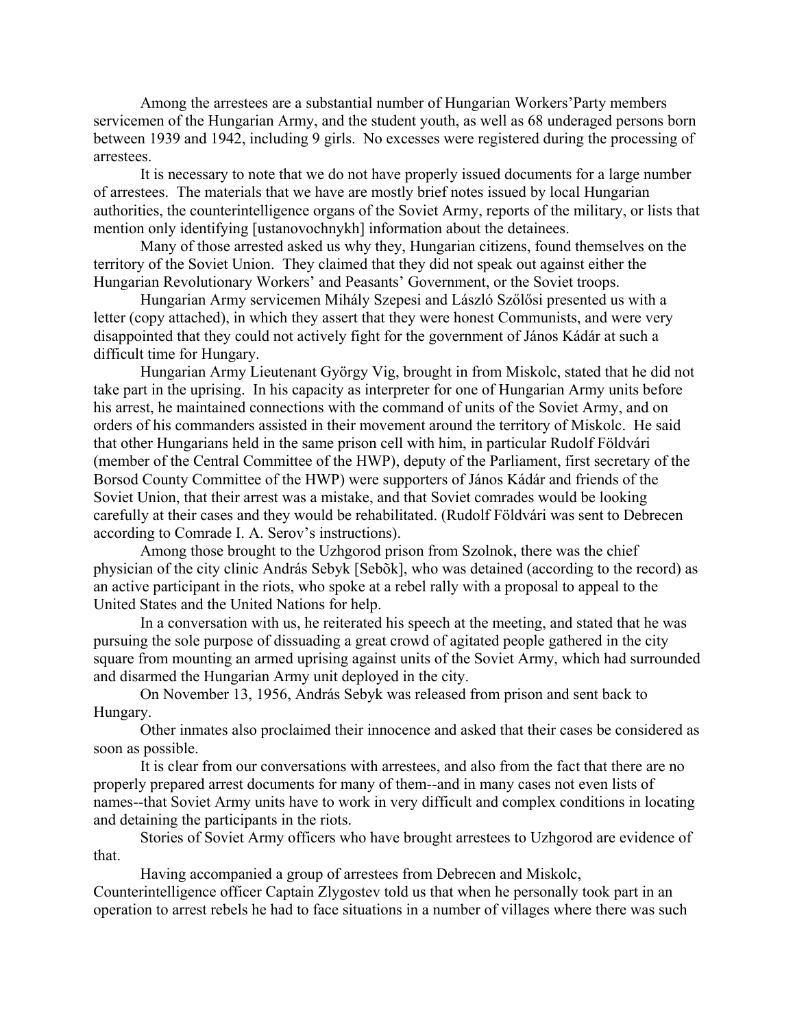Among the arrestees are a substantial number of Hungarian Workers'Party members servicemen of the Hungarian Army, and the student youth, as well as 68 underaged persons born between 1939 and 1942, including 9 girls. No excesses were registered during the processing of arrestees.

It is necessary to note that we do not have properly issued documents for a large number of arrestees. The materials that we have are mostly brief notes issued by local Hungarian authorities, the counterintelligence organs of the Soviet Army, reports of the military, or lists that mention only identifying [ustanovochnykh] information about the detainees.

Many of those arrested asked us why they, Hungarian citizens, found themselves on the territory of the Soviet Union. They claimed that they did not speak out against either the Hungarian Revolutionary Workers' and Peasants' Government, or the Soviet troops.

Hungarian Army servicemen Mihály Szepesi and László Szőlősi presented us with a letter (copy attached), in which they assert that they were honest Communists, and were very disappointed that they could not actively fight for the government of János Kádár at such a difficult time for Hungary.

Hungarian Army Lieutenant György Vig, brought in from Miskolc, stated that he did not take part in the uprising. In his capacity as interpreter for one of Hungarian Army units before his arrest, he maintained connections with the command of units of the Soviet Army, and on orders of his commanders assisted in their movement around the territory of Miskolc. He said that other Hungarians held in the same prison cell with him, in particular Rudolf Földvári (member of the Central Committee of the HWP), deputy of the Parliament, first secretary of the Borsod County Committee of the HWP) were supporters of János Kádár and friends of the Soviet Union, that their arrest was a mistake, and that Soviet comrades would be looking carefully at their cases and they would be rehabilitated. (Rudolf Földvári was sent to Debrecen according to Comrade I. A. Serov's instructions).

Among those brought to the Uzhgorod prison from Szolnok, there was the chief physician of the city clinic András Sebyk [Sebõk], who was detained (according to the record) as an active participant in the riots, who spoke at a rebel rally with a proposal to appeal to the United States and the United Nations for help.

In a conversation with us, he reiterated his speech at the meeting, and stated that he was pursuing the sole purpose of dissuading a great crowd of agitated people gathered in the city square from mounting an armed uprising against units of the Soviet Army, which had surrounded and disarmed the Hungarian Army unit deployed in the city.

On November 13, 1956, András Sebyk was released from prison and sent back to Hungary.

Other inmates also proclaimed their innocence and asked that their cases be considered as soon as possible.

It is clear from our conversations with arrestees, and also from the fact that there are no properly prepared arrest documents for many of them--and in many cases not even lists of names--that Soviet Army units have to work in very difficult and complex conditions in locating and detaining the participants in the riots.

Stories of Soviet Army officers who have brought arrestees to Uzhgorod are evidence of that.

Having accompanied a group of arrestees from Debrecen and Miskolc, Counterintelligence officer Captain Zlygostev told us that when he personally took part in an operation to arrest rebels he had to face situations in a number of villages where there was such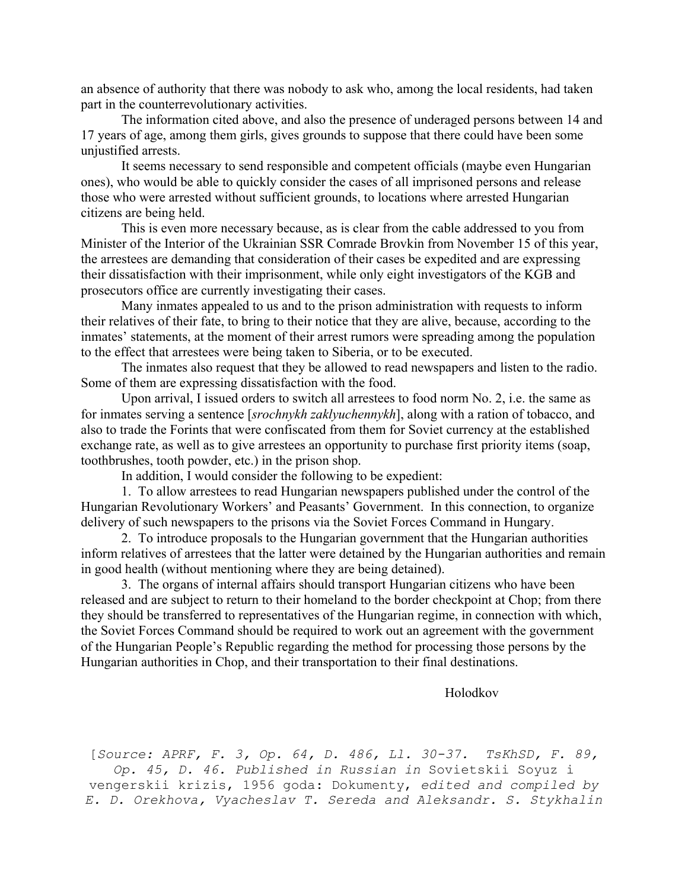an absence of authority that there was nobody to ask who, among the local residents, had taken part in the counterrevolutionary activities.

The information cited above, and also the presence of underaged persons between 14 and 17 years of age, among them girls, gives grounds to suppose that there could have been some unjustified arrests.

It seems necessary to send responsible and competent officials (maybe even Hungarian ones), who would be able to quickly consider the cases of all imprisoned persons and release those who were arrested without sufficient grounds, to locations where arrested Hungarian citizens are being held.

This is even more necessary because, as is clear from the cable addressed to you from Minister of the Interior of the Ukrainian SSR Comrade Brovkin from November 15 of this year, the arrestees are demanding that consideration of their cases be expedited and are expressing their dissatisfaction with their imprisonment, while only eight investigators of the KGB and prosecutors office are currently investigating their cases.

Many inmates appealed to us and to the prison administration with requests to inform their relatives of their fate, to bring to their notice that they are alive, because, according to the inmates' statements, at the moment of their arrest rumors were spreading among the population to the effect that arrestees were being taken to Siberia, or to be executed.

The inmates also request that they be allowed to read newspapers and listen to the radio. Some of them are expressing dissatisfaction with the food.

Upon arrival, I issued orders to switch all arrestees to food norm No. 2, i.e. the same as for inmates serving a sentence [*srochnykh zaklyuchennykh*], along with a ration of tobacco, and also to trade the Forints that were confiscated from them for Soviet currency at the established exchange rate, as well as to give arrestees an opportunity to purchase first priority items (soap, toothbrushes, tooth powder, etc.) in the prison shop.

In addition, I would consider the following to be expedient:

1. To allow arrestees to read Hungarian newspapers published under the control of the Hungarian Revolutionary Workers' and Peasants' Government. In this connection, to organize delivery of such newspapers to the prisons via the Soviet Forces Command in Hungary.

2. To introduce proposals to the Hungarian government that the Hungarian authorities inform relatives of arrestees that the latter were detained by the Hungarian authorities and remain in good health (without mentioning where they are being detained).

3. The organs of internal affairs should transport Hungarian citizens who have been released and are subject to return to their homeland to the border checkpoint at Chop; from there they should be transferred to representatives of the Hungarian regime, in connection with which, the Soviet Forces Command should be required to work out an agreement with the government of the Hungarian People's Republic regarding the method for processing those persons by the Hungarian authorities in Chop, and their transportation to their final destinations.

Holodkov

[*Source: APRF, F. 3, Op. 64, D. 486, Ll. 30-37. TsKhSD, F. 89, Op. 45, D. 46. Published in Russian in* Sovietskii Soyuz i vengerskii krizis, 1956 goda: Dokumenty, *edited and compiled by E. D. Orekhova, Vyacheslav T. Sereda and Aleksandr. S. Stykhalin*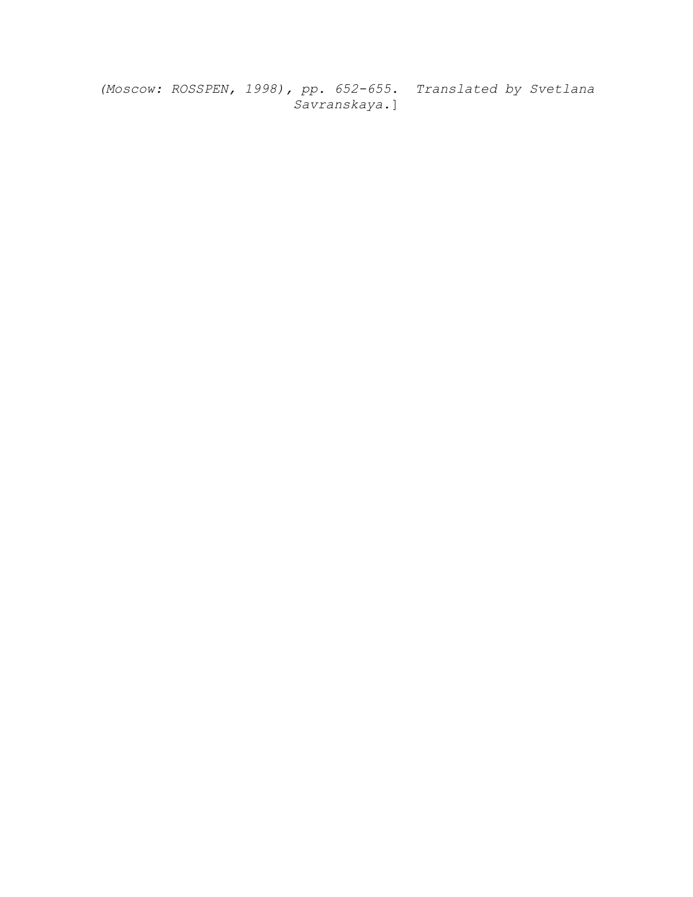*(Moscow: ROSSPEN, 1998)*, *pp. 652-655. Translated by Svetlana Savranskaya.*]